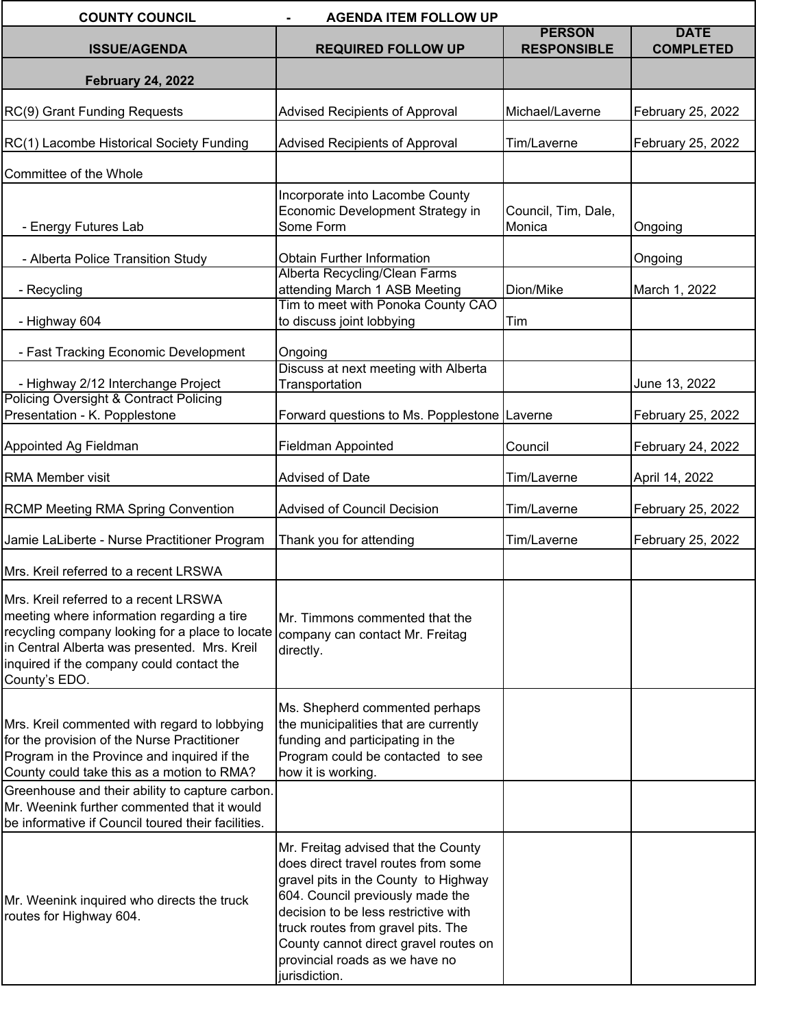| COUNTY COUNCIL - AGENDA ITEM FOLLOW UP | | | |
|---|---|---|---|
| **ISSUE/AGENDA** | **REQUIRED FOLLOW UP** | **PERSON RESPONSIBLE** | **DATE COMPLETED** |
| **February 24, 2022** | | | |
| RC(9) Grant Funding Requests | Advised Recipients of Approval | Michael/Laverne | February 25, 2022 |
| RC(1) Lacombe Historical Society Funding | Advised Recipients of Approval | Tim/Laverne | February 25, 2022 |
| Committee of the Whole | | | |
| - Energy Futures Lab | Incorporate into Lacombe County Economic Development Strategy in Some Form | Council, Tim, Dale, Monica | Ongoing |
| - Alberta Police Transition Study | Obtain Further Information | | Ongoing |
| - Recycling | Alberta Recycling/Clean Farms attending March 1 ASB Meeting | Dion/Mike | March 1, 2022 |
| - Highway 604 | Tim to meet with Ponoka County CAO to discuss joint lobbying | Tim | |
| - Fast Tracking Economic Development | Ongoing | | |
| - Highway 2/12 Interchange Project | Discuss at next meeting with Alberta Transportation | | June 13, 2022 |
| Policing Oversight & Contract Policing Presentation - K. Popplestone | Forward questions to Ms. Popplestone | Laverne | February 25, 2022 |
| Appointed Ag Fieldman | Fieldman Appointed | Council | February 24, 2022 |
| RMA Member visit | Advised of Date | Tim/Laverne | April 14, 2022 |
| RCMP Meeting RMA Spring Convention | Advised of Council Decision | Tim/Laverne | February 25, 2022 |
| Jamie LaLiberte - Nurse Practitioner Program | Thank you for attending | Tim/Laverne | February 25, 2022 |
| Mrs. Kreil referred to a recent LRSWA | | | |
| Mrs. Kreil referred to a recent LRSWA meeting where information regarding a tire recycling company looking for a place to locate in Central Alberta was presented. Mrs. Kreil inquired if the company could contact the County's EDO. | Mr. Timmons commented that the company can contact Mr. Freitag directly. | | |
| Mrs. Kreil commented with regard to lobbying for the provision of the Nurse Practitioner Program in the Province and inquired if the County could take this as a motion to RMA? | Ms. Shepherd commented perhaps the municipalities that are currently funding and participating in the Program could be contacted to see how it is working. | | |
| Greenhouse and their ability to capture carbon. Mr. Weenink further commented that it would be informative if Council toured their facilities. | | | |
| Mr. Weenink inquired who directs the truck routes for Highway 604. | Mr. Freitag advised that the County does direct travel routes from some gravel pits in the County to Highway 604. Council previously made the decision to be less restrictive with truck routes from gravel pits. The County cannot direct gravel routes on provincial roads as we have no jurisdiction. | | |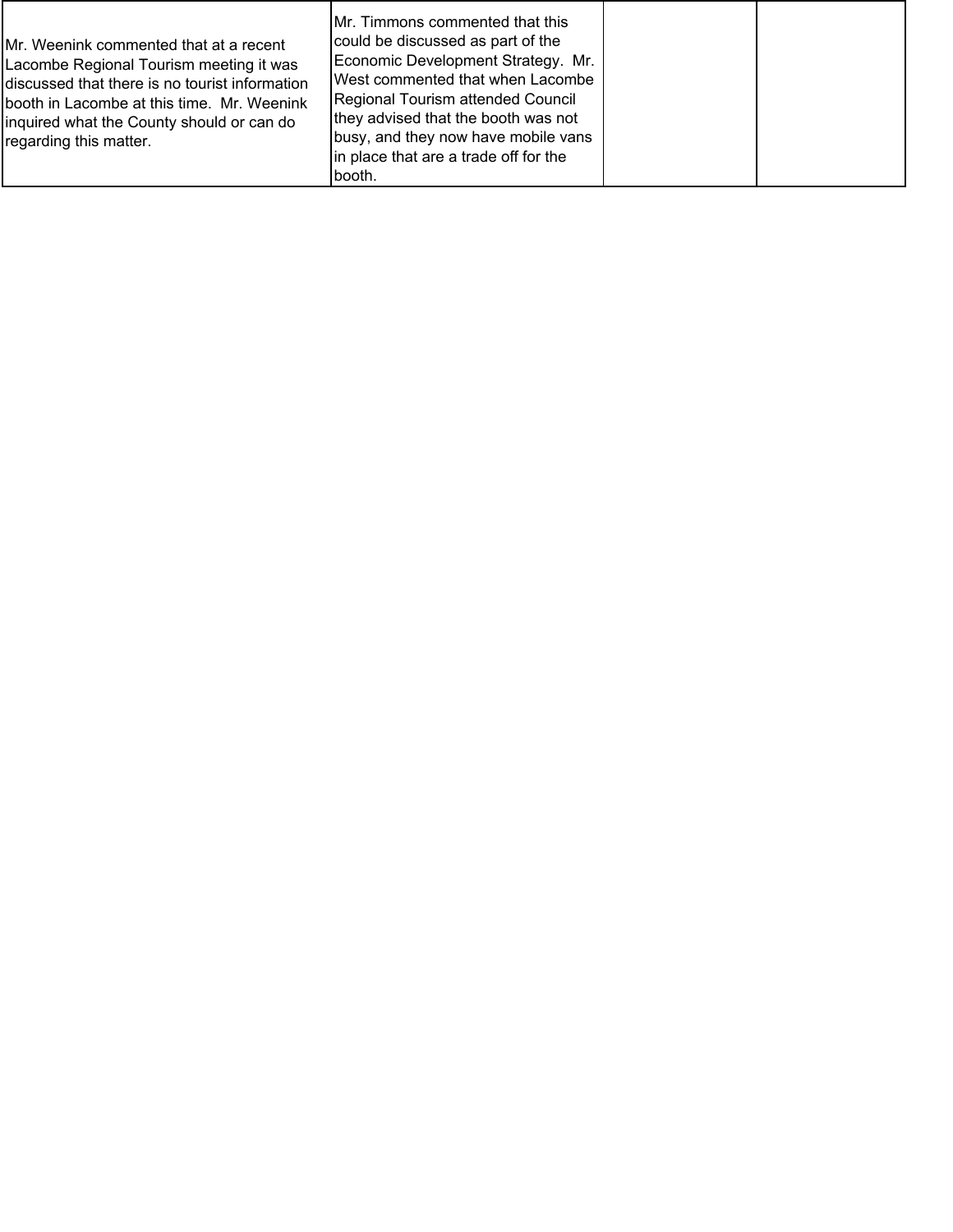| | | | |
|---|---|---|---|
| Mr. Weenink commented that at a recent Lacombe Regional Tourism meeting it was discussed that there is no tourist information booth in Lacombe at this time. Mr. Weenink inquired what the County should or can do regarding this matter. | Mr. Timmons commented that this could be discussed as part of the Economic Development Strategy. Mr. West commented that when Lacombe Regional Tourism attended Council they advised that the booth was not busy, and they now have mobile vans in place that are a trade off for the booth. | | |